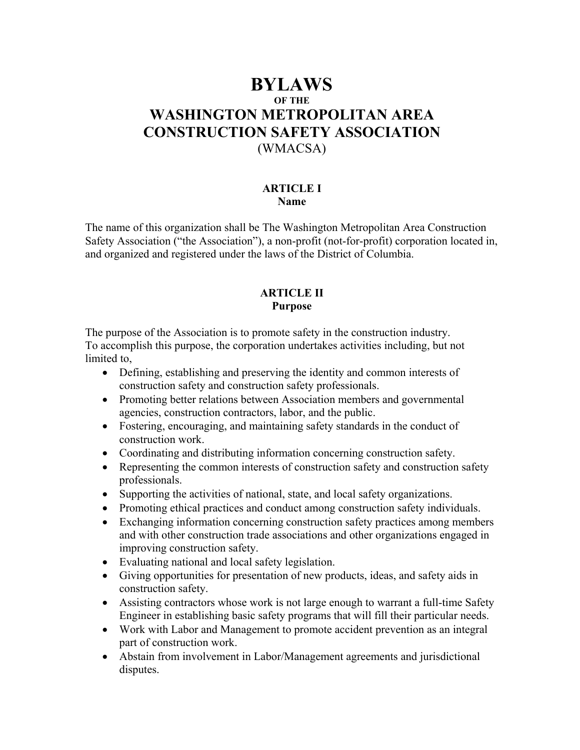# BYLAWS

**OF THE**

# WASHINGTON METROPOLITAN AREA CONSTRUCTION SAFETY ASSOCIATION

(WMACSA)

## ARTICLE I
**Name**

The name of this organization shall be The Washington Metropolitan Area Construction Safety Association ("the Association"), a non-profit (not-for-profit) corporation located in, and organized and registered under the laws of the District of Columbia.

## ARTICLE II
**Purpose**

The purpose of the Association is to promote safety in the construction industry.
To accomplish this purpose, the corporation undertakes activities including, but not limited to,

- Defining, establishing and preserving the identity and common interests of construction safety and construction safety professionals.
- Promoting better relations between Association members and governmental agencies, construction contractors, labor, and the public.
- Fostering, encouraging, and maintaining safety standards in the conduct of construction work.
- Coordinating and distributing information concerning construction safety.
- Representing the common interests of construction safety and construction safety professionals.
- Supporting the activities of national, state, and local safety organizations.
- Promoting ethical practices and conduct among construction safety individuals.
- Exchanging information concerning construction safety practices among members and with other construction trade associations and other organizations engaged in improving construction safety.
- Evaluating national and local safety legislation.
- Giving opportunities for presentation of new products, ideas, and safety aids in construction safety.
- Assisting contractors whose work is not large enough to warrant a full-time Safety Engineer in establishing basic safety programs that will fill their particular needs.
- Work with Labor and Management to promote accident prevention as an integral part of construction work.
- Abstain from involvement in Labor/Management agreements and jurisdictional disputes.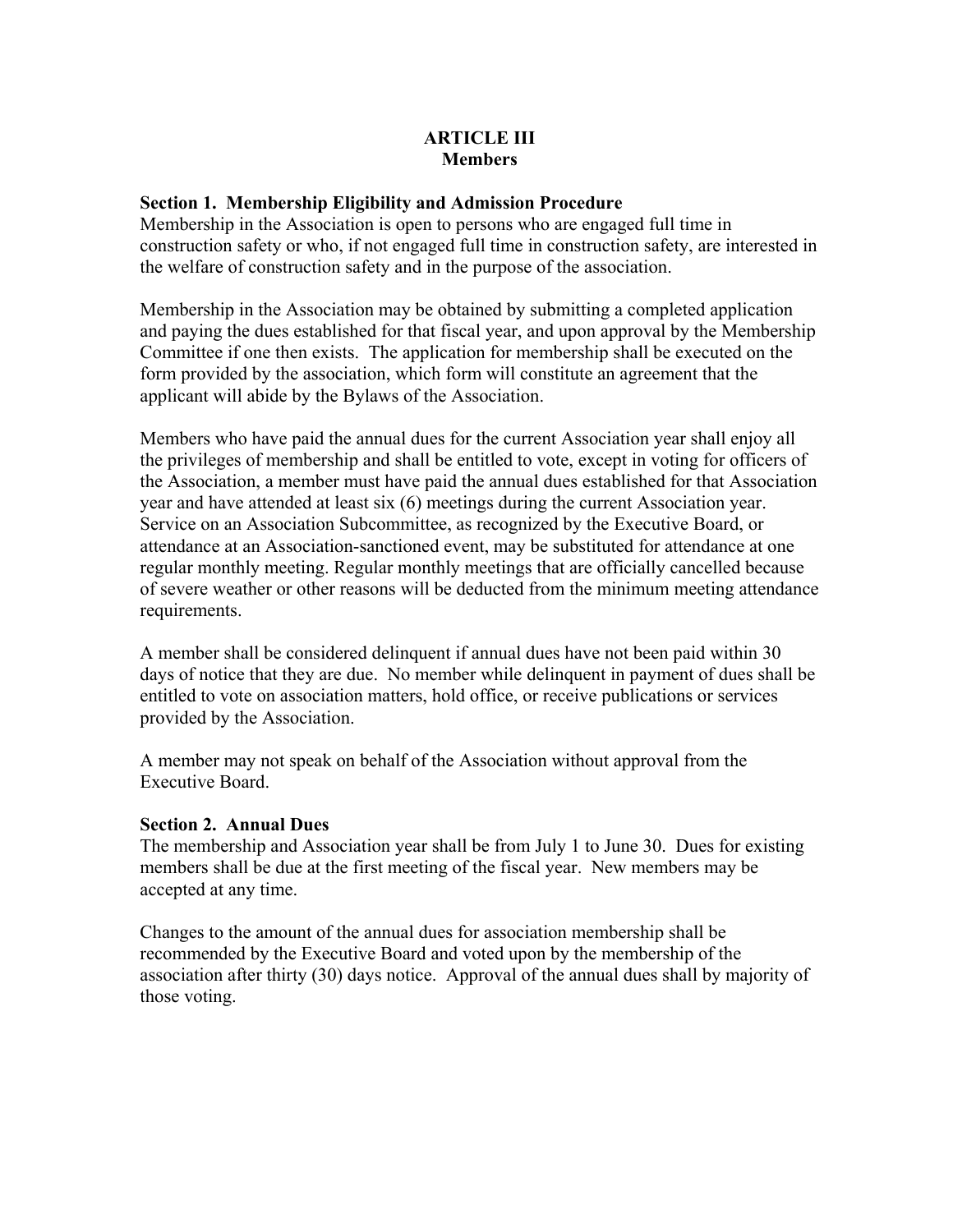# ARTICLE III
## Members

### Section 1. Membership Eligibility and Admission Procedure

Membership in the Association is open to persons who are engaged full time in construction safety or who, if not engaged full time in construction safety, are interested in the welfare of construction safety and in the purpose of the association.

Membership in the Association may be obtained by submitting a completed application and paying the dues established for that fiscal year, and upon approval by the Membership Committee if one then exists. The application for membership shall be executed on the form provided by the association, which form will constitute an agreement that the applicant will abide by the Bylaws of the Association.

Members who have paid the annual dues for the current Association year shall enjoy all the privileges of membership and shall be entitled to vote, except in voting for officers of the Association, a member must have paid the annual dues established for that Association year and have attended at least six (6) meetings during the current Association year. Service on an Association Subcommittee, as recognized by the Executive Board, or attendance at an Association-sanctioned event, may be substituted for attendance at one regular monthly meeting. Regular monthly meetings that are officially cancelled because of severe weather or other reasons will be deducted from the minimum meeting attendance requirements.

A member shall be considered delinquent if annual dues have not been paid within 30 days of notice that they are due. No member while delinquent in payment of dues shall be entitled to vote on association matters, hold office, or receive publications or services provided by the Association.

A member may not speak on behalf of the Association without approval from the Executive Board.

### Section 2. Annual Dues

The membership and Association year shall be from July 1 to June 30. Dues for existing members shall be due at the first meeting of the fiscal year. New members may be accepted at any time.

Changes to the amount of the annual dues for association membership shall be recommended by the Executive Board and voted upon by the membership of the association after thirty (30) days notice. Approval of the annual dues shall by majority of those voting.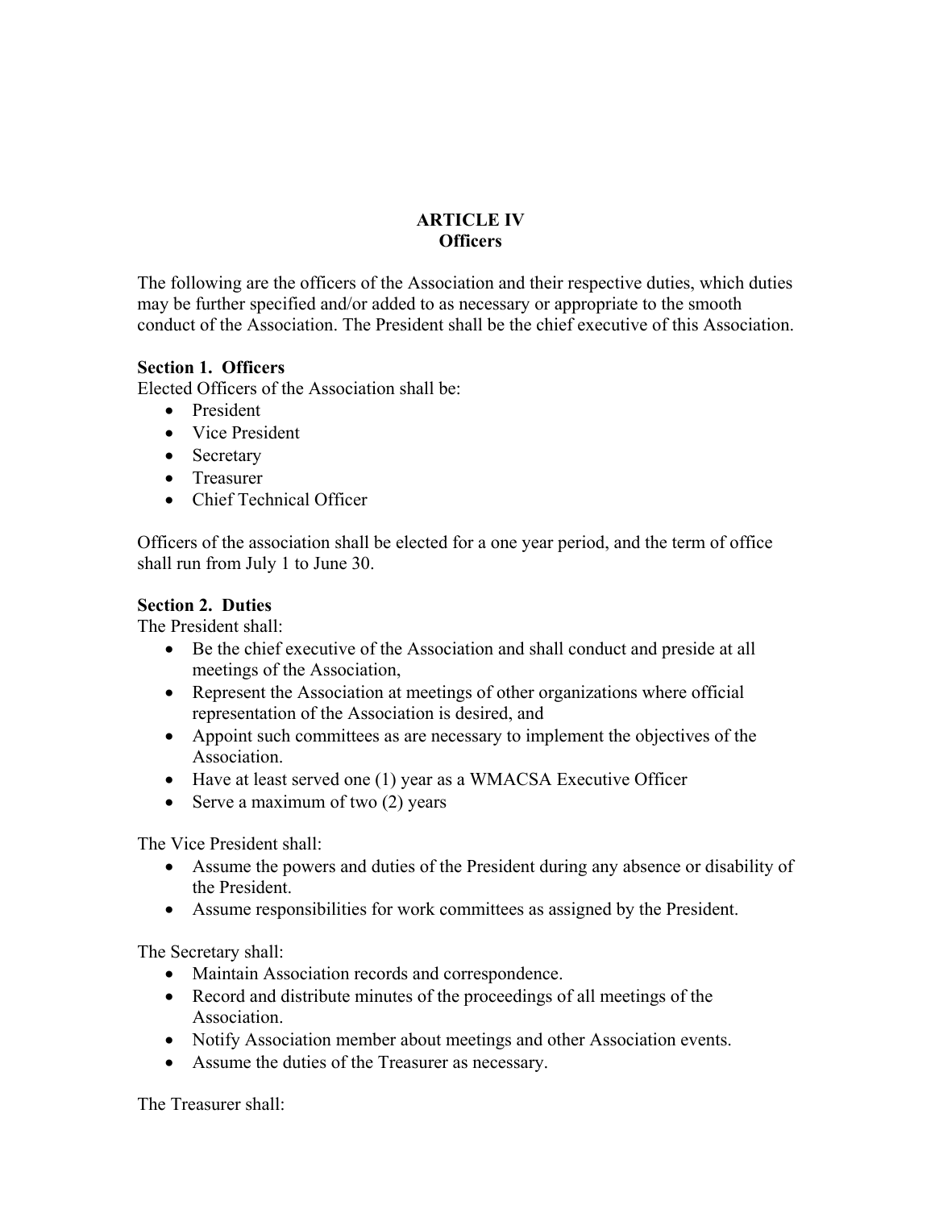## ARTICLE IV
## Officers

The following are the officers of the Association and their respective duties, which duties may be further specified and/or added to as necessary or appropriate to the smooth conduct of the Association. The President shall be the chief executive of this Association.

**Section 1. Officers**

Elected Officers of the Association shall be:

- President
- Vice President
- Secretary
- Treasurer
- Chief Technical Officer

Officers of the association shall be elected for a one year period, and the term of office shall run from July 1 to June 30.

**Section 2. Duties**

The President shall:

- Be the chief executive of the Association and shall conduct and preside at all meetings of the Association,
- Represent the Association at meetings of other organizations where official representation of the Association is desired, and
- Appoint such committees as are necessary to implement the objectives of the Association.
- Have at least served one (1) year as a WMACSA Executive Officer
- Serve a maximum of two (2) years

The Vice President shall:

- Assume the powers and duties of the President during any absence or disability of the President.
- Assume responsibilities for work committees as assigned by the President.

The Secretary shall:

- Maintain Association records and correspondence.
- Record and distribute minutes of the proceedings of all meetings of the Association.
- Notify Association member about meetings and other Association events.
- Assume the duties of the Treasurer as necessary.

The Treasurer shall: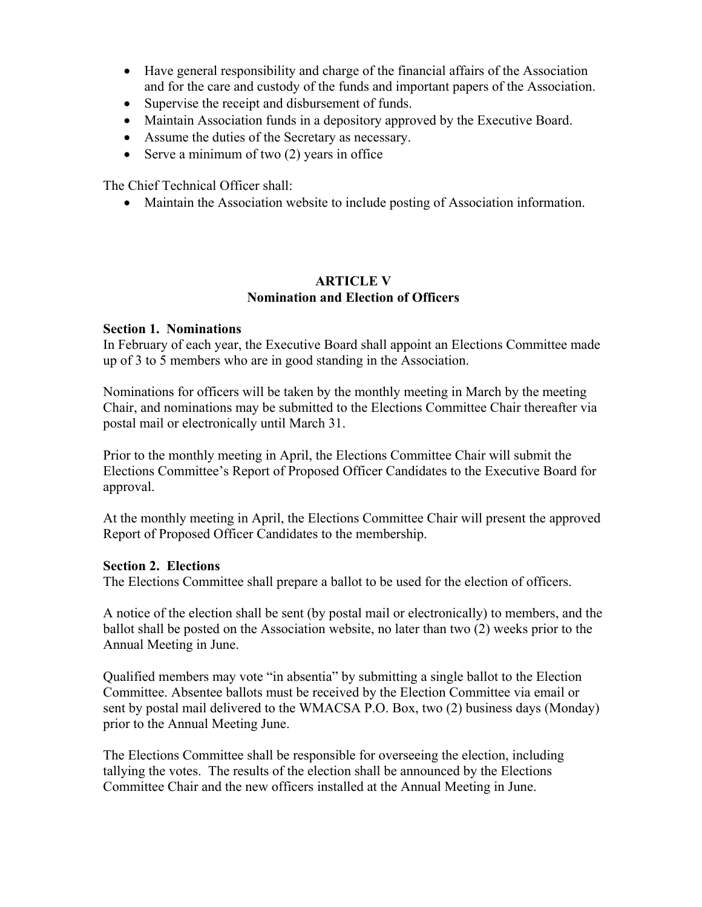- Have general responsibility and charge of the financial affairs of the Association and for the care and custody of the funds and important papers of the Association.
- Supervise the receipt and disbursement of funds.
- Maintain Association funds in a depository approved by the Executive Board.
- Assume the duties of the Secretary as necessary.
- Serve a minimum of two (2) years in office

The Chief Technical Officer shall:

- Maintain the Association website to include posting of Association information.

## ARTICLE V
## Nomination and Election of Officers

**Section 1. Nominations**

In February of each year, the Executive Board shall appoint an Elections Committee made up of 3 to 5 members who are in good standing in the Association.

Nominations for officers will be taken by the monthly meeting in March by the meeting Chair, and nominations may be submitted to the Elections Committee Chair thereafter via postal mail or electronically until March 31.

Prior to the monthly meeting in April, the Elections Committee Chair will submit the Elections Committee's Report of Proposed Officer Candidates to the Executive Board for approval.

At the monthly meeting in April, the Elections Committee Chair will present the approved Report of Proposed Officer Candidates to the membership.

**Section 2. Elections**

The Elections Committee shall prepare a ballot to be used for the election of officers.

A notice of the election shall be sent (by postal mail or electronically) to members, and the ballot shall be posted on the Association website, no later than two (2) weeks prior to the Annual Meeting in June.

Qualified members may vote "in absentia" by submitting a single ballot to the Election Committee. Absentee ballots must be received by the Election Committee via email or sent by postal mail delivered to the WMACSA P.O. Box, two (2) business days (Monday) prior to the Annual Meeting June.

The Elections Committee shall be responsible for overseeing the election, including tallying the votes. The results of the election shall be announced by the Elections Committee Chair and the new officers installed at the Annual Meeting in June.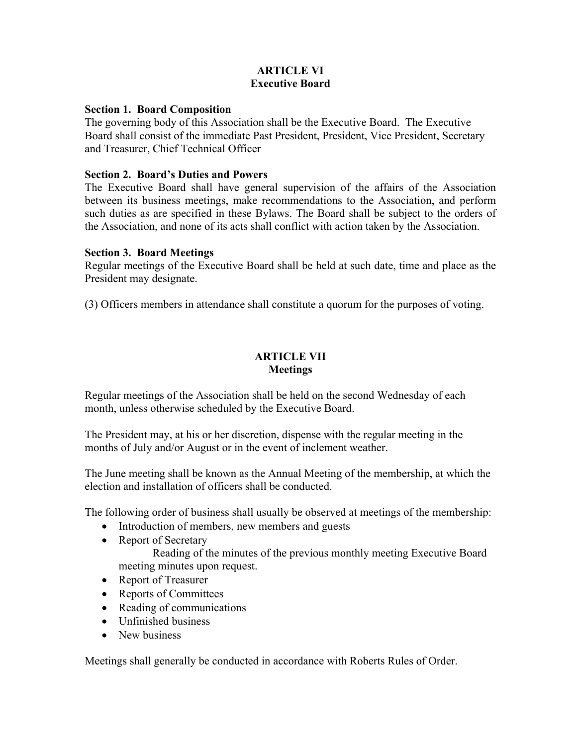## ARTICLE VI
## Executive Board

**Section 1. Board Composition**
The governing body of this Association shall be the Executive Board. The Executive Board shall consist of the immediate Past President, President, Vice President, Secretary and Treasurer, Chief Technical Officer

**Section 2. Board's Duties and Powers**
The Executive Board shall have general supervision of the affairs of the Association between its business meetings, make recommendations to the Association, and perform such duties as are specified in these Bylaws. The Board shall be subject to the orders of the Association, and none of its acts shall conflict with action taken by the Association.

**Section 3. Board Meetings**
Regular meetings of the Executive Board shall be held at such date, time and place as the President may designate.

(3) Officers members in attendance shall constitute a quorum for the purposes of voting.

## ARTICLE VII
## Meetings

Regular meetings of the Association shall be held on the second Wednesday of each month, unless otherwise scheduled by the Executive Board.

The President may, at his or her discretion, dispense with the regular meeting in the months of July and/or August or in the event of inclement weather.

The June meeting shall be known as the Annual Meeting of the membership, at which the election and installation of officers shall be conducted.

The following order of business shall usually be observed at meetings of the membership:

- Introduction of members, new members and guests
- Report of Secretary
  Reading of the minutes of the previous monthly meeting Executive Board meeting minutes upon request.
- Report of Treasurer
- Reports of Committees
- Reading of communications
- Unfinished business
- New business

Meetings shall generally be conducted in accordance with Roberts Rules of Order.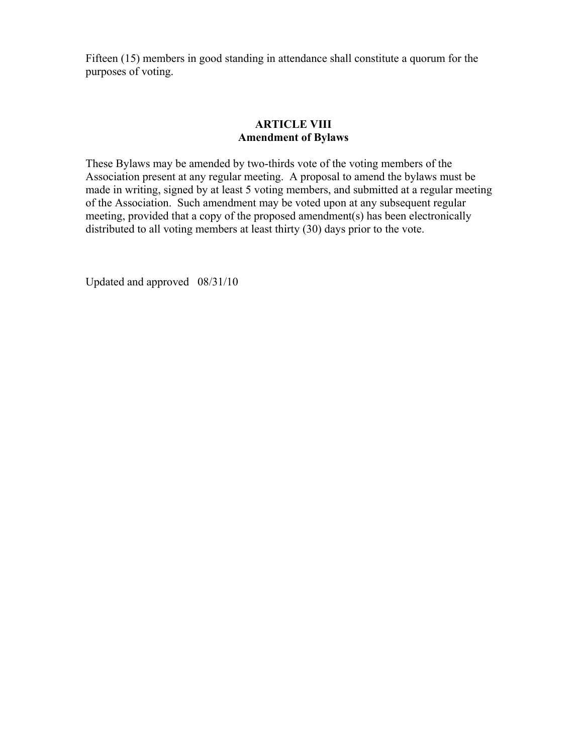Fifteen (15) members in good standing in attendance shall constitute a quorum for the purposes of voting.

## ARTICLE VIII
## Amendment of Bylaws

These Bylaws may be amended by two-thirds vote of the voting members of the Association present at any regular meeting. A proposal to amend the bylaws must be made in writing, signed by at least 5 voting members, and submitted at a regular meeting of the Association. Such amendment may be voted upon at any subsequent regular meeting, provided that a copy of the proposed amendment(s) has been electronically distributed to all voting members at least thirty (30) days prior to the vote.

Updated and approved 08/31/10